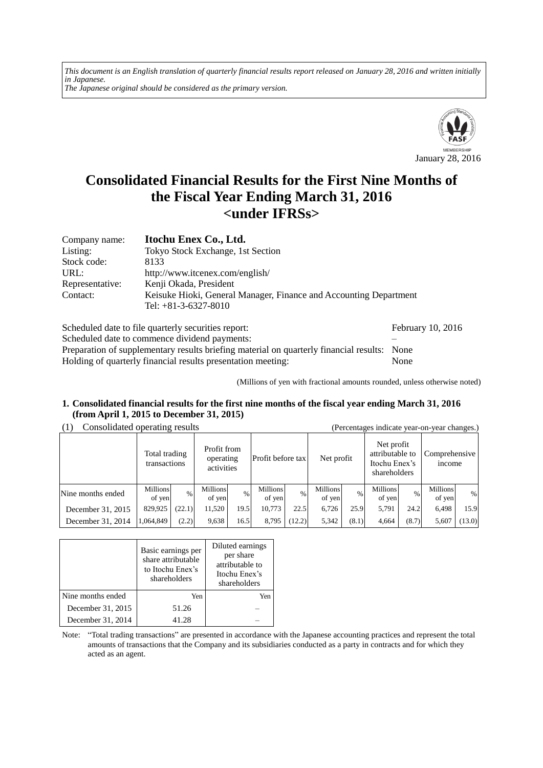*This document is an English translation of quarterly financial results report released on January 28, 2016 and written initially in Japanese.*
*The Japanese original should be considered as the primary version.*

January 28, 2016

# Consolidated Financial Results for the First Nine Months of the Fiscal Year Ending March 31, 2016 <under IFRSs>

| | |
|---|---|
| Company name: | **Itochu Enex Co., Ltd.** |
| Listing: | Tokyo Stock Exchange, 1st Section |
| Stock code: | 8133 |
| URL: | http://www.itcenex.com/english/ |
| Representative: | Kenji Okada, President |
| Contact: | Keisuke Hioki, General Manager, Finance and Accounting Department<br>Tel: +81-3-6327-8010 |

| | |
|---|---|
| Scheduled date to file quarterly securities report: | February 10, 2016 |
| Scheduled date to commence dividend payments: | – |
| Preparation of supplementary results briefing material on quarterly financial results: | None |
| Holding of quarterly financial results presentation meeting: | None |

(Millions of yen with fractional amounts rounded, unless otherwise noted)

## 1. Consolidated financial results for the first nine months of the fiscal year ending March 31, 2016 (from April 1, 2015 to December 31, 2015)

(1) Consolidated operating results (Percentages indicate year-on-year changes.)

| | Total trading transactions | | Profit from operating activities | | Profit before tax | | Net profit | | Net profit attributable to Itochu Enex's shareholders | | Comprehensive income | |
|---|---|---|---|---|---|---|---|---|---|---|---|---|
| Nine months ended | Millions of yen | % | Millions of yen | % | Millions of yen | % | Millions of yen | % | Millions of yen | % | Millions of yen | % |
| December 31, 2015 | 829,925 | (22.1) | 11,520 | 19.5 | 10,773 | 22.5 | 6,726 | 25.9 | 5,791 | 24.2 | 6,498 | 15.9 |
| December 31, 2014 | 1,064,849 | (2.2) | 9,638 | 16.5 | 8,795 | (12.2) | 5,342 | (8.1) | 4,664 | (8.7) | 5,607 | (13.0) |

| | Basic earnings per share attributable to Itochu Enex's shareholders | Diluted earnings per share attributable to Itochu Enex's shareholders |
|---|---|---|
| Nine months ended | Yen | Yen |
| December 31, 2015 | 51.26 | – |
| December 31, 2014 | 41.28 | – |

Note: "Total trading transactions" are presented in accordance with the Japanese accounting practices and represent the total amounts of transactions that the Company and its subsidiaries conducted as a party in contracts and for which they acted as an agent.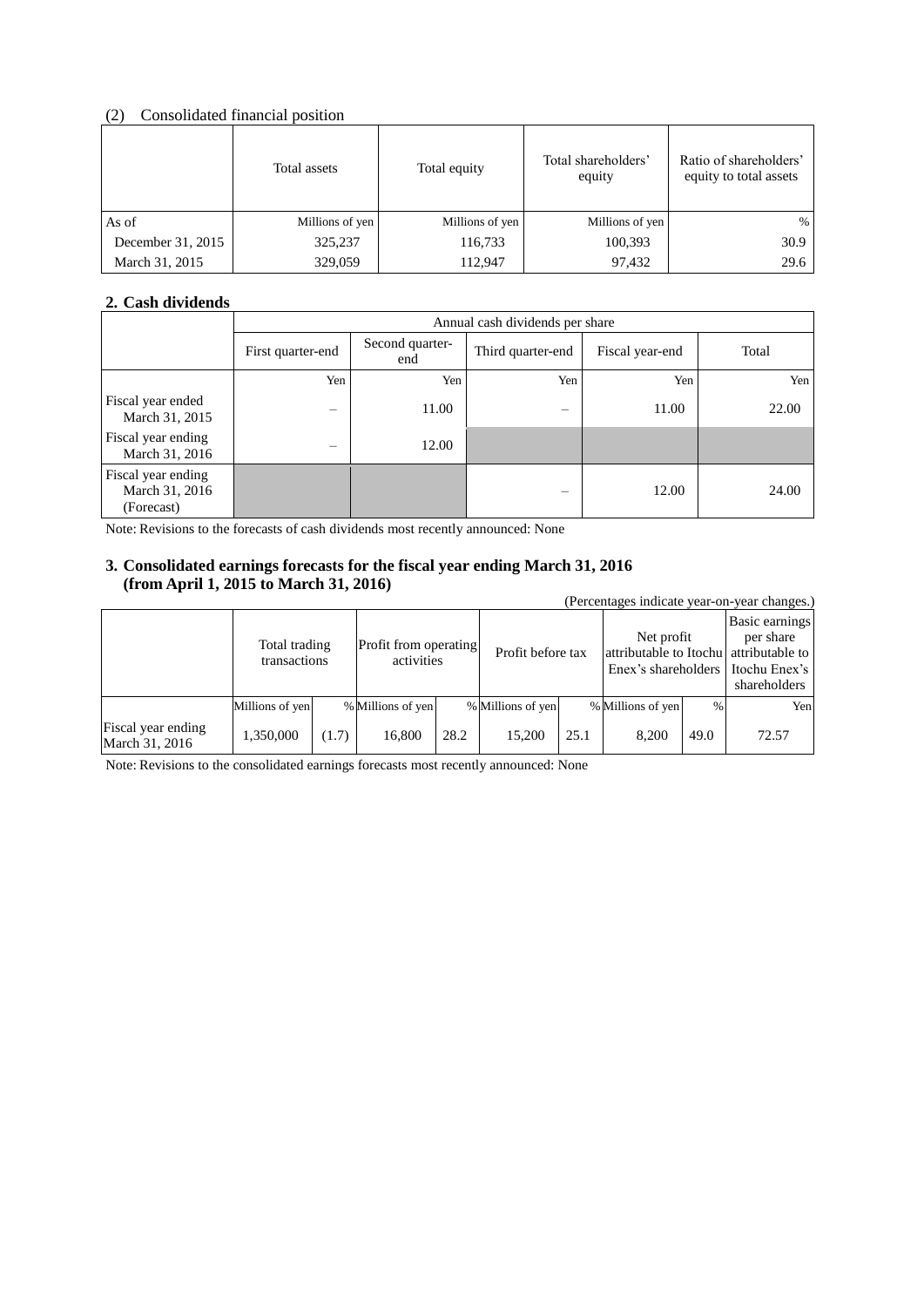(2) Consolidated financial position

| | Total assets | Total equity | Total shareholders' equity | Ratio of shareholders' equity to total assets |
|---|---|---|---|---|
| As of | Millions of yen | Millions of yen | Millions of yen | % |
| December 31, 2015 | 325,237 | 116,733 | 100,393 | 30.9 |
| March 31, 2015 | 329,059 | 112,947 | 97,432 | 29.6 |

## 2. Cash dividends

| | Annual cash dividends per share | | | | |
|---|---|---|---|---|---|
| | First quarter-end | Second quarter-end | Third quarter-end | Fiscal year-end | Total |
| | Yen | Yen | Yen | Yen | Yen |
| Fiscal year ended March 31, 2015 | – | 11.00 | – | 11.00 | 22.00 |
| Fiscal year ending March 31, 2016 | – | 12.00 | | | |
| Fiscal year ending March 31, 2016 (Forecast) | | | – | 12.00 | 24.00 |

Note: Revisions to the forecasts of cash dividends most recently announced: None

## 3. Consolidated earnings forecasts for the fiscal year ending March 31, 2016 (from April 1, 2015 to March 31, 2016)

(Percentages indicate year-on-year changes.)

| | Total trading transactions | | Profit from operating activities | | Profit before tax | | Net profit attributable to Itochu Enex's shareholders | | Basic earnings per share attributable to Itochu Enex's shareholders |
|---|---|---|---|---|---|---|---|---|---|
| | Millions of yen | % | Millions of yen | % | Millions of yen | % | Millions of yen | % | Yen |
| Fiscal year ending March 31, 2016 | 1,350,000 | (1.7) | 16,800 | 28.2 | 15,200 | 25.1 | 8,200 | 49.0 | 72.57 |

Note: Revisions to the consolidated earnings forecasts most recently announced: None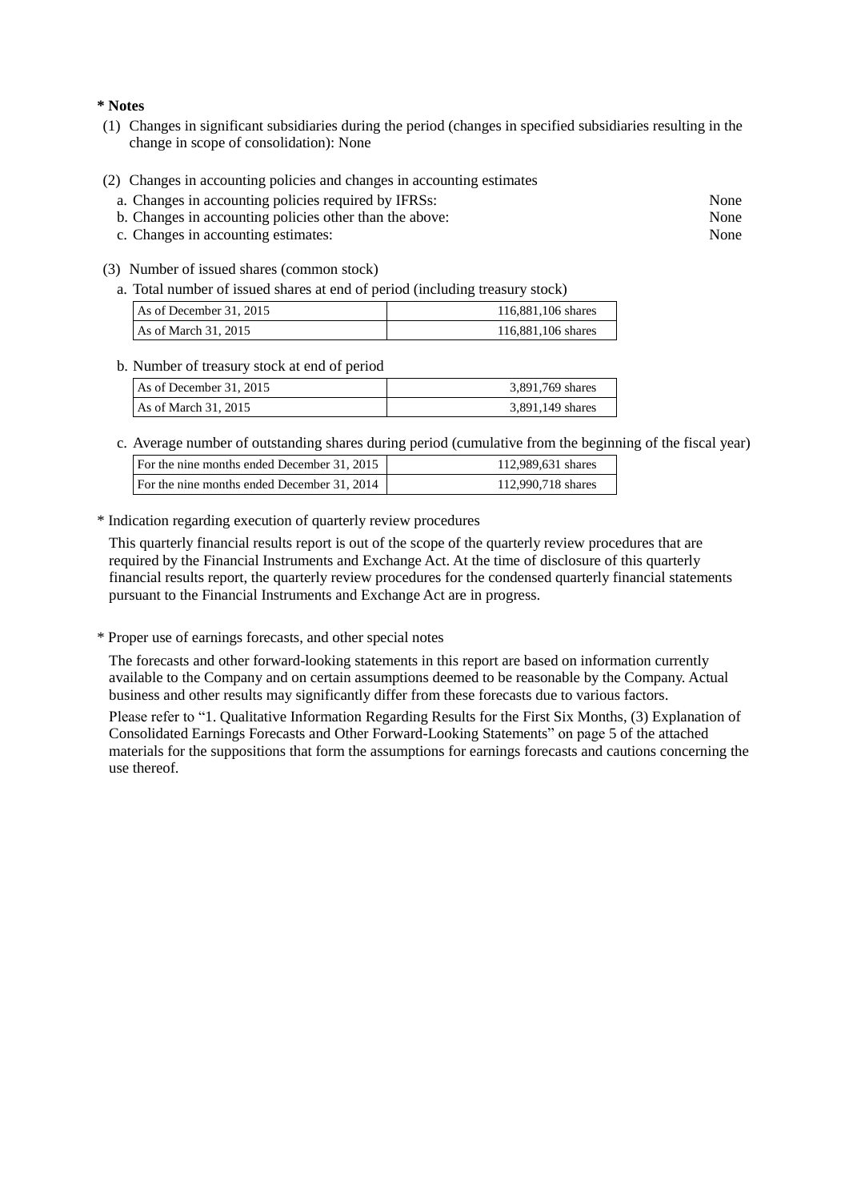**\* Notes**

(1) Changes in significant subsidiaries during the period (changes in specified subsidiaries resulting in the change in scope of consolidation): None

(2) Changes in accounting policies and changes in accounting estimates

a. Changes in accounting policies required by IFRSs: None
b. Changes in accounting policies other than the above: None
c. Changes in accounting estimates: None

(3) Number of issued shares (common stock)

a. Total number of issued shares at end of period (including treasury stock)

| | |
|---|---|
| As of December 31, 2015 | 116,881,106 shares |
| As of March 31, 2015 | 116,881,106 shares |

b. Number of treasury stock at end of period

| | |
|---|---|
| As of December 31, 2015 | 3,891,769 shares |
| As of March 31, 2015 | 3,891,149 shares |

c. Average number of outstanding shares during period (cumulative from the beginning of the fiscal year)

| | |
|---|---|
| For the nine months ended December 31, 2015 | 112,989,631 shares |
| For the nine months ended December 31, 2014 | 112,990,718 shares |

\* Indication regarding execution of quarterly review procedures

This quarterly financial results report is out of the scope of the quarterly review procedures that are required by the Financial Instruments and Exchange Act. At the time of disclosure of this quarterly financial results report, the quarterly review procedures for the condensed quarterly financial statements pursuant to the Financial Instruments and Exchange Act are in progress.

\* Proper use of earnings forecasts, and other special notes

The forecasts and other forward-looking statements in this report are based on information currently available to the Company and on certain assumptions deemed to be reasonable by the Company. Actual business and other results may significantly differ from these forecasts due to various factors.

Please refer to "1. Qualitative Information Regarding Results for the First Six Months, (3) Explanation of Consolidated Earnings Forecasts and Other Forward-Looking Statements" on page 5 of the attached materials for the suppositions that form the assumptions for earnings forecasts and cautions concerning the use thereof.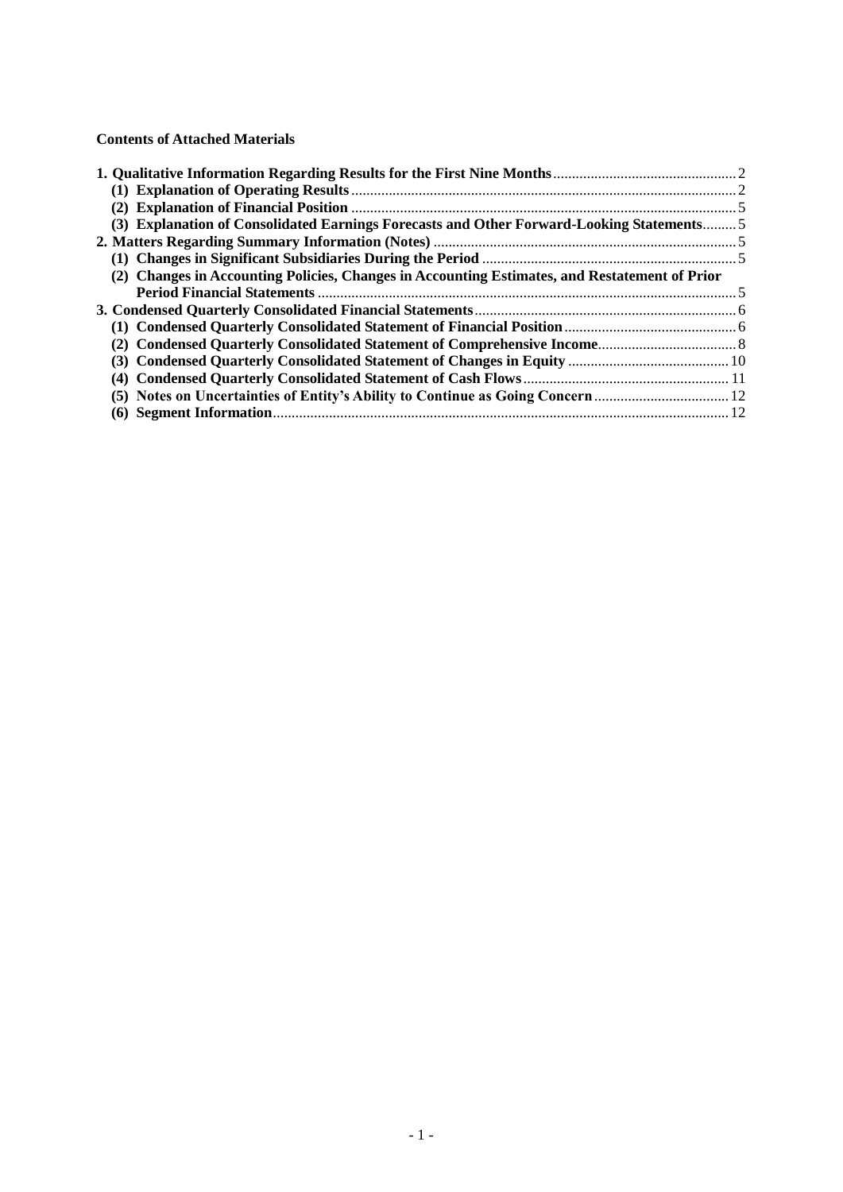**Contents of Attached Materials**

| | |
|---|---|
| **1. Qualitative Information Regarding Results for the First Nine Months** | 2 |
| **(1) Explanation of Operating Results** | 2 |
| **(2) Explanation of Financial Position** | 5 |
| **(3) Explanation of Consolidated Earnings Forecasts and Other Forward-Looking Statements** | 5 |
| **2. Matters Regarding Summary Information (Notes)** | 5 |
| **(1) Changes in Significant Subsidiaries During the Period** | 5 |
| **(2) Changes in Accounting Policies, Changes in Accounting Estimates, and Restatement of Prior Period Financial Statements** | 5 |
| **3. Condensed Quarterly Consolidated Financial Statements** | 6 |
| **(1) Condensed Quarterly Consolidated Statement of Financial Position** | 6 |
| **(2) Condensed Quarterly Consolidated Statement of Comprehensive Income** | 8 |
| **(3) Condensed Quarterly Consolidated Statement of Changes in Equity** | 10 |
| **(4) Condensed Quarterly Consolidated Statement of Cash Flows** | 11 |
| **(5) Notes on Uncertainties of Entity's Ability to Continue as Going Concern** | 12 |
| **(6) Segment Information** | 12 |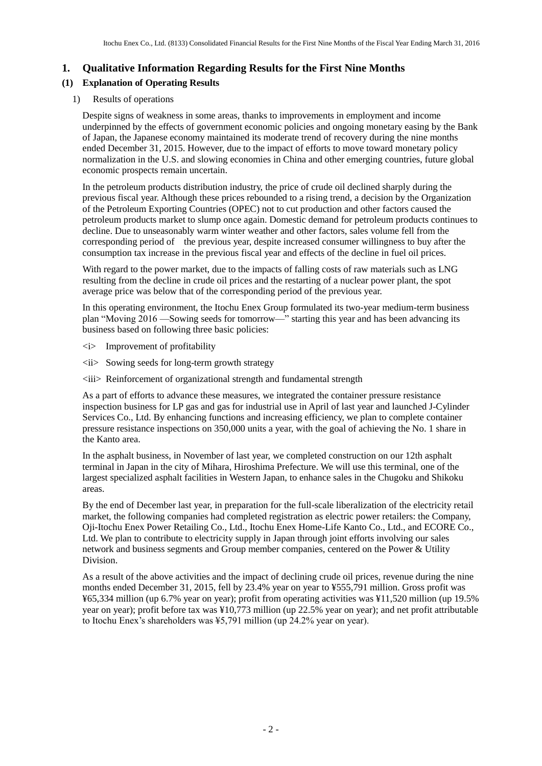## 1. Qualitative Information Regarding Results for the First Nine Months

### (1) Explanation of Operating Results

1) Results of operations

Despite signs of weakness in some areas, thanks to improvements in employment and income underpinned by the effects of government economic policies and ongoing monetary easing by the Bank of Japan, the Japanese economy maintained its moderate trend of recovery during the nine months ended December 31, 2015. However, due to the impact of efforts to move toward monetary policy normalization in the U.S. and slowing economies in China and other emerging countries, future global economic prospects remain uncertain.

In the petroleum products distribution industry, the price of crude oil declined sharply during the previous fiscal year. Although these prices rebounded to a rising trend, a decision by the Organization of the Petroleum Exporting Countries (OPEC) not to cut production and other factors caused the petroleum products market to slump once again. Domestic demand for petroleum products continues to decline. Due to unseasonably warm winter weather and other factors, sales volume fell from the corresponding period of the previous year, despite increased consumer willingness to buy after the consumption tax increase in the previous fiscal year and effects of the decline in fuel oil prices.

With regard to the power market, due to the impacts of falling costs of raw materials such as LNG resulting from the decline in crude oil prices and the restarting of a nuclear power plant, the spot average price was below that of the corresponding period of the previous year.

In this operating environment, the Itochu Enex Group formulated its two-year medium-term business plan "Moving 2016 —Sowing seeds for tomorrow—" starting this year and has been advancing its business based on following three basic policies:

<i> Improvement of profitability

<ii> Sowing seeds for long-term growth strategy

<iii> Reinforcement of organizational strength and fundamental strength

As a part of efforts to advance these measures, we integrated the container pressure resistance inspection business for LP gas and gas for industrial use in April of last year and launched J-Cylinder Services Co., Ltd. By enhancing functions and increasing efficiency, we plan to complete container pressure resistance inspections on 350,000 units a year, with the goal of achieving the No. 1 share in the Kanto area.

In the asphalt business, in November of last year, we completed construction on our 12th asphalt terminal in Japan in the city of Mihara, Hiroshima Prefecture. We will use this terminal, one of the largest specialized asphalt facilities in Western Japan, to enhance sales in the Chugoku and Shikoku areas.

By the end of December last year, in preparation for the full-scale liberalization of the electricity retail market, the following companies had completed registration as electric power retailers: the Company, Oji-Itochu Enex Power Retailing Co., Ltd., Itochu Enex Home-Life Kanto Co., Ltd., and ECORE Co., Ltd. We plan to contribute to electricity supply in Japan through joint efforts involving our sales network and business segments and Group member companies, centered on the Power & Utility Division.

As a result of the above activities and the impact of declining crude oil prices, revenue during the nine months ended December 31, 2015, fell by 23.4% year on year to ¥555,791 million. Gross profit was ¥65,334 million (up 6.7% year on year); profit from operating activities was ¥11,520 million (up 19.5% year on year); profit before tax was ¥10,773 million (up 22.5% year on year); and net profit attributable to Itochu Enex's shareholders was ¥5,791 million (up 24.2% year on year).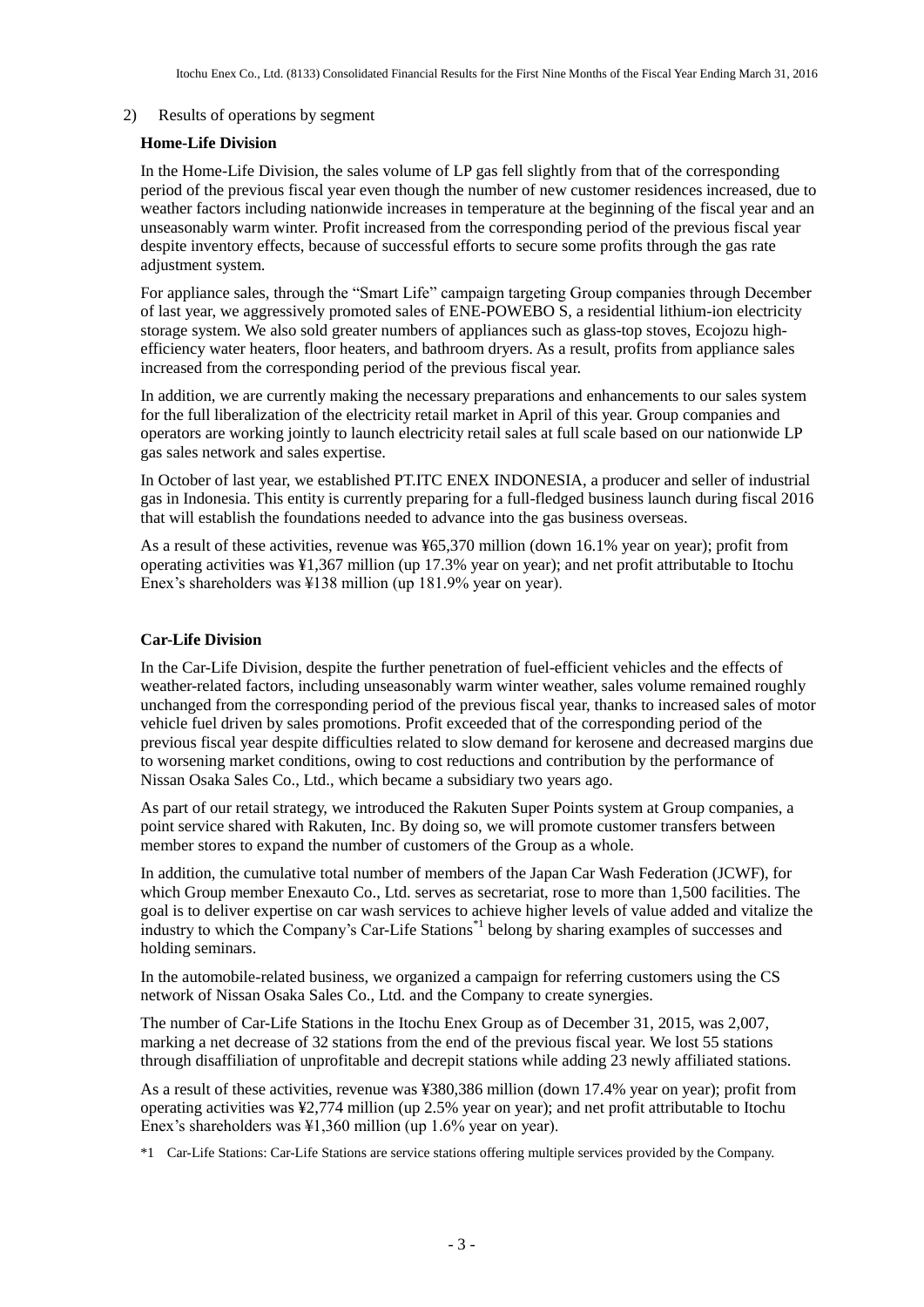2) Results of operations by segment

**Home-Life Division**

In the Home-Life Division, the sales volume of LP gas fell slightly from that of the corresponding period of the previous fiscal year even though the number of new customer residences increased, due to weather factors including nationwide increases in temperature at the beginning of the fiscal year and an unseasonably warm winter. Profit increased from the corresponding period of the previous fiscal year despite inventory effects, because of successful efforts to secure some profits through the gas rate adjustment system.

For appliance sales, through the "Smart Life" campaign targeting Group companies through December of last year, we aggressively promoted sales of ENE-POWEBO S, a residential lithium-ion electricity storage system. We also sold greater numbers of appliances such as glass-top stoves, Ecojozu high-efficiency water heaters, floor heaters, and bathroom dryers. As a result, profits from appliance sales increased from the corresponding period of the previous fiscal year.

In addition, we are currently making the necessary preparations and enhancements to our sales system for the full liberalization of the electricity retail market in April of this year. Group companies and operators are working jointly to launch electricity retail sales at full scale based on our nationwide LP gas sales network and sales expertise.

In October of last year, we established PT.ITC ENEX INDONESIA, a producer and seller of industrial gas in Indonesia. This entity is currently preparing for a full-fledged business launch during fiscal 2016 that will establish the foundations needed to advance into the gas business overseas.

As a result of these activities, revenue was ¥65,370 million (down 16.1% year on year); profit from operating activities was ¥1,367 million (up 17.3% year on year); and net profit attributable to Itochu Enex's shareholders was ¥138 million (up 181.9% year on year).

**Car-Life Division**

In the Car-Life Division, despite the further penetration of fuel-efficient vehicles and the effects of weather-related factors, including unseasonably warm winter weather, sales volume remained roughly unchanged from the corresponding period of the previous fiscal year, thanks to increased sales of motor vehicle fuel driven by sales promotions. Profit exceeded that of the corresponding period of the previous fiscal year despite difficulties related to slow demand for kerosene and decreased margins due to worsening market conditions, owing to cost reductions and contribution by the performance of Nissan Osaka Sales Co., Ltd., which became a subsidiary two years ago.

As part of our retail strategy, we introduced the Rakuten Super Points system at Group companies, a point service shared with Rakuten, Inc. By doing so, we will promote customer transfers between member stores to expand the number of customers of the Group as a whole.

In addition, the cumulative total number of members of the Japan Car Wash Federation (JCWF), for which Group member Enexauto Co., Ltd. serves as secretariat, rose to more than 1,500 facilities. The goal is to deliver expertise on car wash services to achieve higher levels of value added and vitalize the industry to which the Company's Car-Life Stations[*1] belong by sharing examples of successes and holding seminars.

In the automobile-related business, we organized a campaign for referring customers using the CS network of Nissan Osaka Sales Co., Ltd. and the Company to create synergies.

The number of Car-Life Stations in the Itochu Enex Group as of December 31, 2015, was 2,007, marking a net decrease of 32 stations from the end of the previous fiscal year. We lost 55 stations through disaffiliation of unprofitable and decrepit stations while adding 23 newly affiliated stations.

As a result of these activities, revenue was ¥380,386 million (down 17.4% year on year); profit from operating activities was ¥2,774 million (up 2.5% year on year); and net profit attributable to Itochu Enex's shareholders was ¥1,360 million (up 1.6% year on year).

*1 Car-Life Stations: Car-Life Stations are service stations offering multiple services provided by the Company.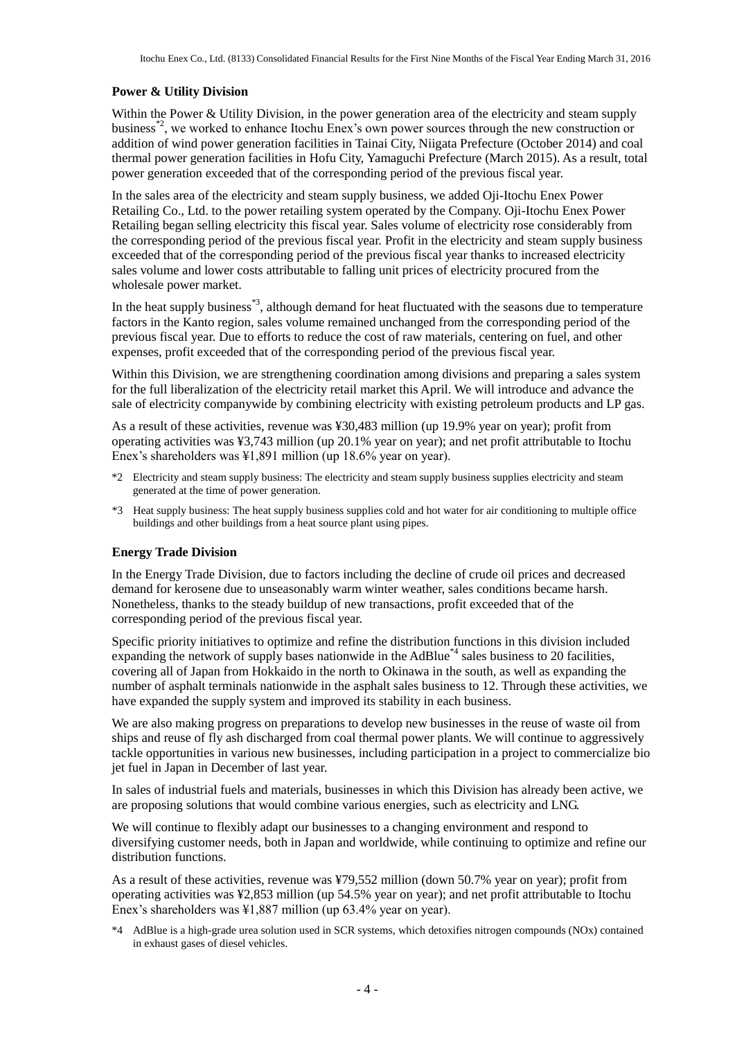**Power & Utility Division**

Within the Power & Utility Division, in the power generation area of the electricity and steam supply business[*2], we worked to enhance Itochu Enex's own power sources through the new construction or addition of wind power generation facilities in Tainai City, Niigata Prefecture (October 2014) and coal thermal power generation facilities in Hofu City, Yamaguchi Prefecture (March 2015). As a result, total power generation exceeded that of the corresponding period of the previous fiscal year.

In the sales area of the electricity and steam supply business, we added Oji-Itochu Enex Power Retailing Co., Ltd. to the power retailing system operated by the Company. Oji-Itochu Enex Power Retailing began selling electricity this fiscal year. Sales volume of electricity rose considerably from the corresponding period of the previous fiscal year. Profit in the electricity and steam supply business exceeded that of the corresponding period of the previous fiscal year thanks to increased electricity sales volume and lower costs attributable to falling unit prices of electricity procured from the wholesale power market.

In the heat supply business[*3], although demand for heat fluctuated with the seasons due to temperature factors in the Kanto region, sales volume remained unchanged from the corresponding period of the previous fiscal year. Due to efforts to reduce the cost of raw materials, centering on fuel, and other expenses, profit exceeded that of the corresponding period of the previous fiscal year.

Within this Division, we are strengthening coordination among divisions and preparing a sales system for the full liberalization of the electricity retail market this April. We will introduce and advance the sale of electricity companywide by combining electricity with existing petroleum products and LP gas.

As a result of these activities, revenue was ¥30,483 million (up 19.9% year on year); profit from operating activities was ¥3,743 million (up 20.1% year on year); and net profit attributable to Itochu Enex's shareholders was ¥1,891 million (up 18.6% year on year).

*2 Electricity and steam supply business: The electricity and steam supply business supplies electricity and steam generated at the time of power generation.

*3 Heat supply business: The heat supply business supplies cold and hot water for air conditioning to multiple office buildings and other buildings from a heat source plant using pipes.

**Energy Trade Division**

In the Energy Trade Division, due to factors including the decline of crude oil prices and decreased demand for kerosene due to unseasonably warm winter weather, sales conditions became harsh. Nonetheless, thanks to the steady buildup of new transactions, profit exceeded that of the corresponding period of the previous fiscal year.

Specific priority initiatives to optimize and refine the distribution functions in this division included expanding the network of supply bases nationwide in the AdBlue[*4] sales business to 20 facilities, covering all of Japan from Hokkaido in the north to Okinawa in the south, as well as expanding the number of asphalt terminals nationwide in the asphalt sales business to 12. Through these activities, we have expanded the supply system and improved its stability in each business.

We are also making progress on preparations to develop new businesses in the reuse of waste oil from ships and reuse of fly ash discharged from coal thermal power plants. We will continue to aggressively tackle opportunities in various new businesses, including participation in a project to commercialize bio jet fuel in Japan in December of last year.

In sales of industrial fuels and materials, businesses in which this Division has already been active, we are proposing solutions that would combine various energies, such as electricity and LNG.

We will continue to flexibly adapt our businesses to a changing environment and respond to diversifying customer needs, both in Japan and worldwide, while continuing to optimize and refine our distribution functions.

As a result of these activities, revenue was ¥79,552 million (down 50.7% year on year); profit from operating activities was ¥2,853 million (up 54.5% year on year); and net profit attributable to Itochu Enex's shareholders was ¥1,887 million (up 63.4% year on year).

*4 AdBlue is a high-grade urea solution used in SCR systems, which detoxifies nitrogen compounds (NOx) contained in exhaust gases of diesel vehicles.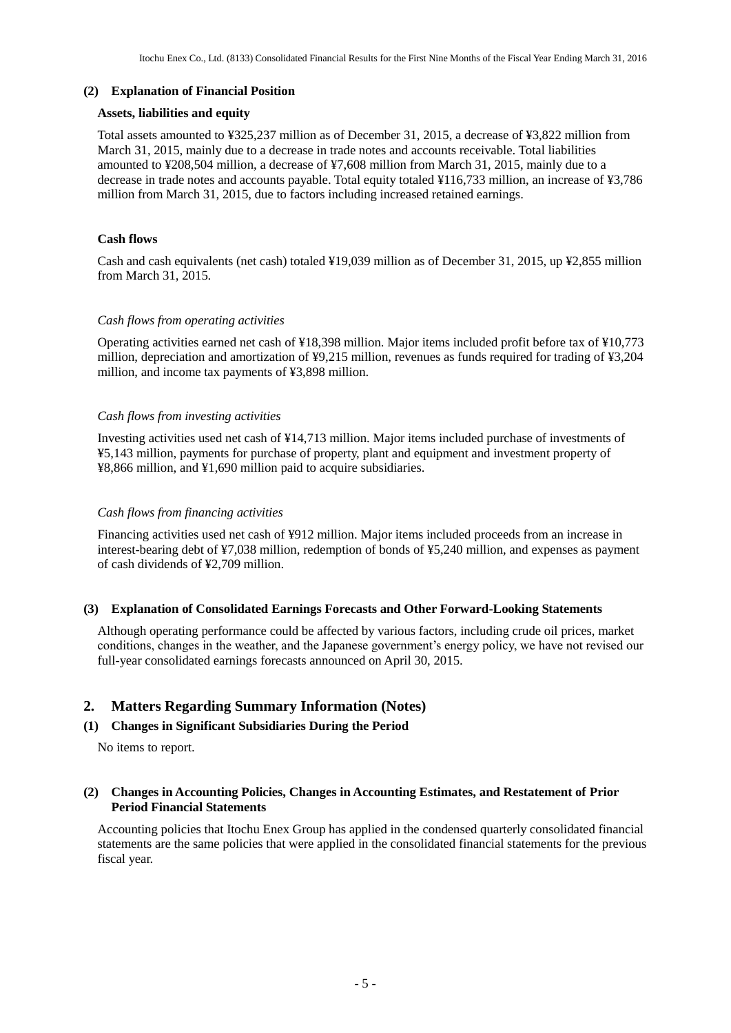### (2) Explanation of Financial Position

**Assets, liabilities and equity**

Total assets amounted to ¥325,237 million as of December 31, 2015, a decrease of ¥3,822 million from March 31, 2015, mainly due to a decrease in trade notes and accounts receivable. Total liabilities amounted to ¥208,504 million, a decrease of ¥7,608 million from March 31, 2015, mainly due to a decrease in trade notes and accounts payable. Total equity totaled ¥116,733 million, an increase of ¥3,786 million from March 31, 2015, due to factors including increased retained earnings.

**Cash flows**

Cash and cash equivalents (net cash) totaled ¥19,039 million as of December 31, 2015, up ¥2,855 million from March 31, 2015.

*Cash flows from operating activities*

Operating activities earned net cash of ¥18,398 million. Major items included profit before tax of ¥10,773 million, depreciation and amortization of ¥9,215 million, revenues as funds required for trading of ¥3,204 million, and income tax payments of ¥3,898 million.

*Cash flows from investing activities*

Investing activities used net cash of ¥14,713 million. Major items included purchase of investments of ¥5,143 million, payments for purchase of property, plant and equipment and investment property of ¥8,866 million, and ¥1,690 million paid to acquire subsidiaries.

*Cash flows from financing activities*

Financing activities used net cash of ¥912 million. Major items included proceeds from an increase in interest-bearing debt of ¥7,038 million, redemption of bonds of ¥5,240 million, and expenses as payment of cash dividends of ¥2,709 million.

### (3) Explanation of Consolidated Earnings Forecasts and Other Forward-Looking Statements

Although operating performance could be affected by various factors, including crude oil prices, market conditions, changes in the weather, and the Japanese government's energy policy, we have not revised our full-year consolidated earnings forecasts announced on April 30, 2015.

## 2. Matters Regarding Summary Information (Notes)

### (1) Changes in Significant Subsidiaries During the Period

No items to report.

### (2) Changes in Accounting Policies, Changes in Accounting Estimates, and Restatement of Prior Period Financial Statements

Accounting policies that Itochu Enex Group has applied in the condensed quarterly consolidated financial statements are the same policies that were applied in the consolidated financial statements for the previous fiscal year.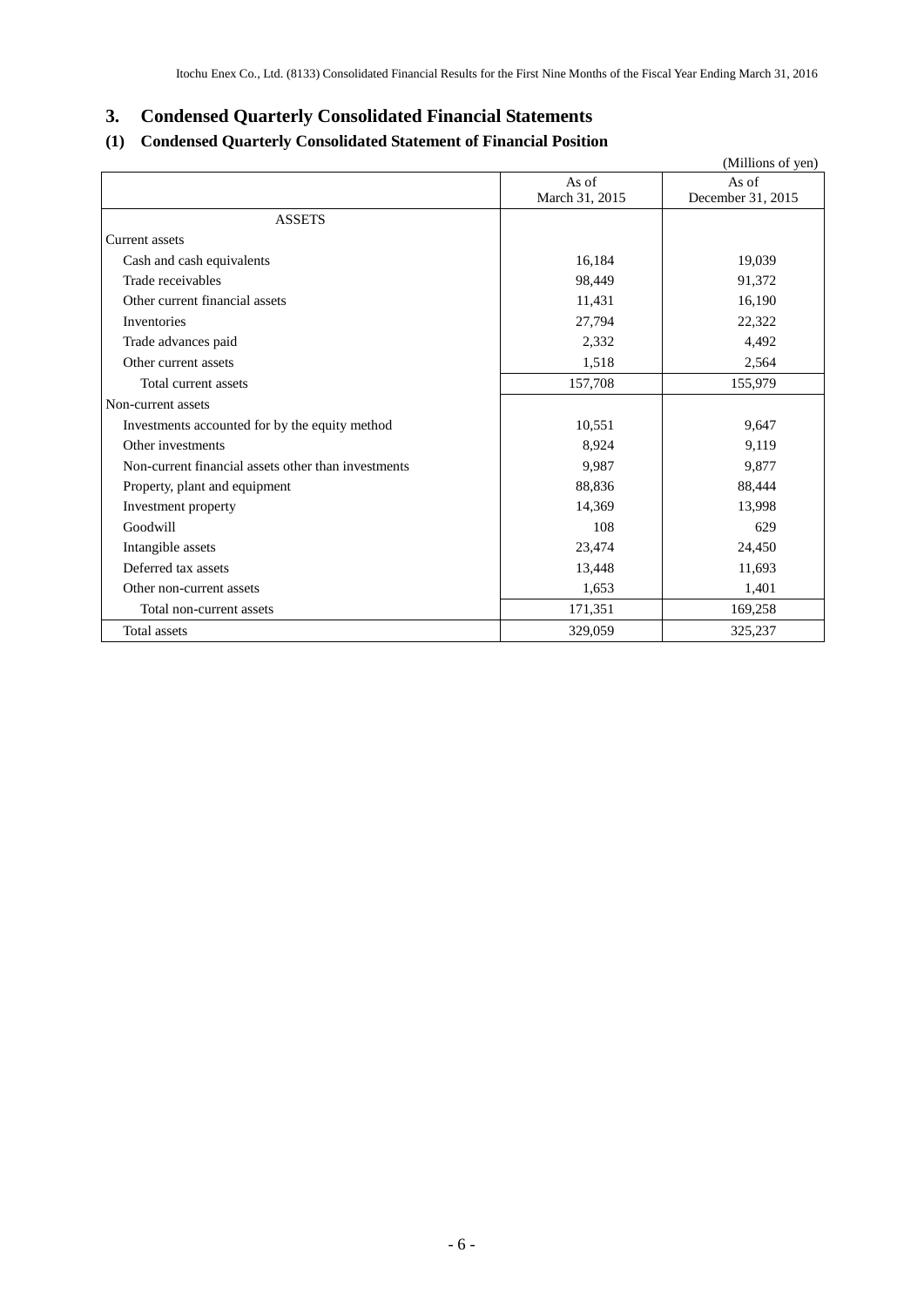## 3. Condensed Quarterly Consolidated Financial Statements

### (1) Condensed Quarterly Consolidated Statement of Financial Position

(Millions of yen)

| | As of March 31, 2015 | As of December 31, 2015 |
|---|---|---|
| ASSETS | | |
| Current assets | | |
| Cash and cash equivalents | 16,184 | 19,039 |
| Trade receivables | 98,449 | 91,372 |
| Other current financial assets | 11,431 | 16,190 |
| Inventories | 27,794 | 22,322 |
| Trade advances paid | 2,332 | 4,492 |
| Other current assets | 1,518 | 2,564 |
| Total current assets | 157,708 | 155,979 |
| Non-current assets | | |
| Investments accounted for by the equity method | 10,551 | 9,647 |
| Other investments | 8,924 | 9,119 |
| Non-current financial assets other than investments | 9,987 | 9,877 |
| Property, plant and equipment | 88,836 | 88,444 |
| Investment property | 14,369 | 13,998 |
| Goodwill | 108 | 629 |
| Intangible assets | 23,474 | 24,450 |
| Deferred tax assets | 13,448 | 11,693 |
| Other non-current assets | 1,653 | 1,401 |
| Total non-current assets | 171,351 | 169,258 |
| Total assets | 329,059 | 325,237 |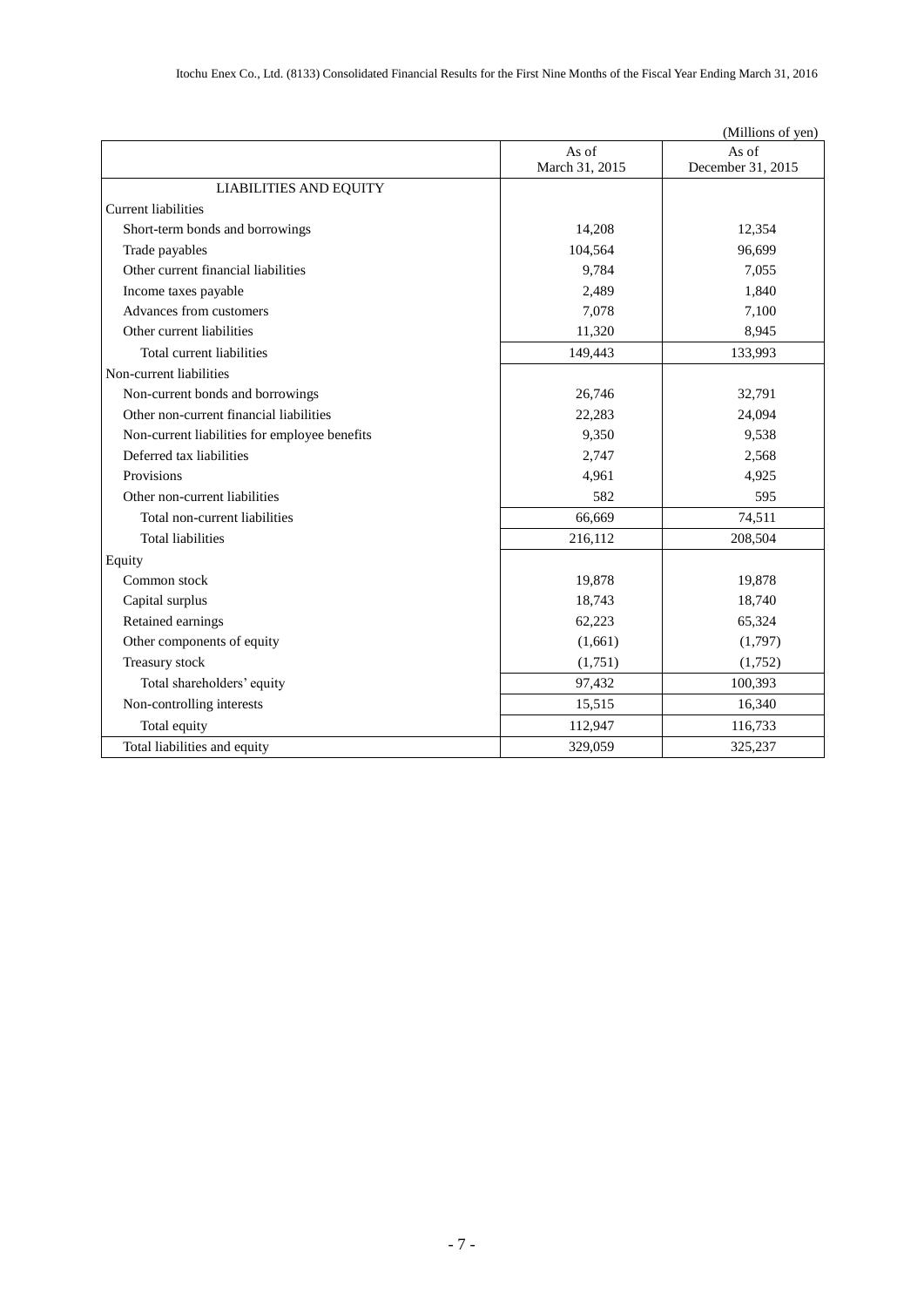(Millions of yen)

| | As of March 31, 2015 | As of December 31, 2015 |
|---|---|---|
| LIABILITIES AND EQUITY | | |
| Current liabilities | | |
| Short-term bonds and borrowings | 14,208 | 12,354 |
| Trade payables | 104,564 | 96,699 |
| Other current financial liabilities | 9,784 | 7,055 |
| Income taxes payable | 2,489 | 1,840 |
| Advances from customers | 7,078 | 7,100 |
| Other current liabilities | 11,320 | 8,945 |
| Total current liabilities | 149,443 | 133,993 |
| Non-current liabilities | | |
| Non-current bonds and borrowings | 26,746 | 32,791 |
| Other non-current financial liabilities | 22,283 | 24,094 |
| Non-current liabilities for employee benefits | 9,350 | 9,538 |
| Deferred tax liabilities | 2,747 | 2,568 |
| Provisions | 4,961 | 4,925 |
| Other non-current liabilities | 582 | 595 |
| Total non-current liabilities | 66,669 | 74,511 |
| Total liabilities | 216,112 | 208,504 |
| Equity | | |
| Common stock | 19,878 | 19,878 |
| Capital surplus | 18,743 | 18,740 |
| Retained earnings | 62,223 | 65,324 |
| Other components of equity | (1,661) | (1,797) |
| Treasury stock | (1,751) | (1,752) |
| Total shareholders' equity | 97,432 | 100,393 |
| Non-controlling interests | 15,515 | 16,340 |
| Total equity | 112,947 | 116,733 |
| Total liabilities and equity | 329,059 | 325,237 |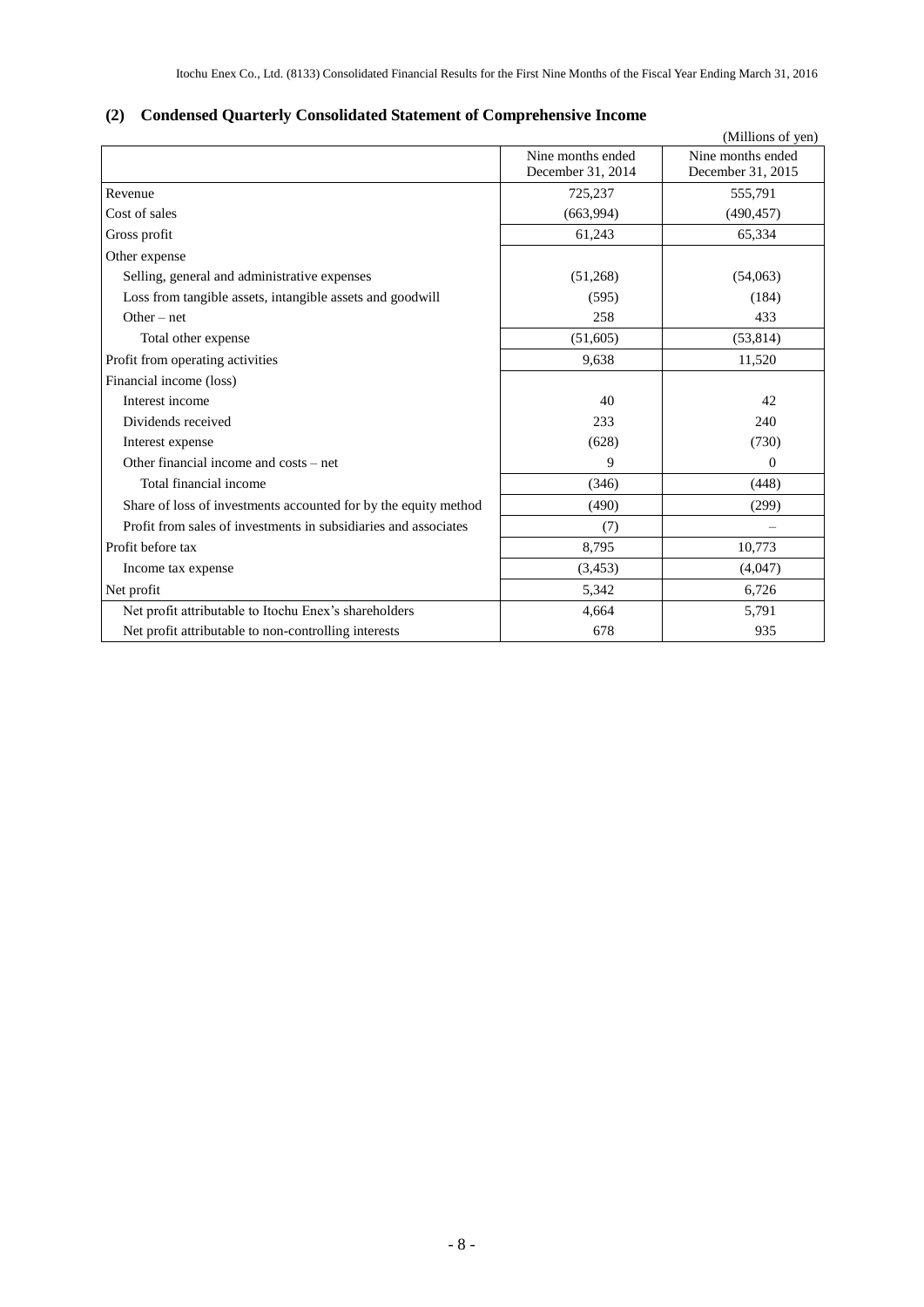## (2) Condensed Quarterly Consolidated Statement of Comprehensive Income

(Millions of yen)

| | Nine months ended December 31, 2014 | Nine months ended December 31, 2015 |
|---|---|---|
| Revenue | 725,237 | 555,791 |
| Cost of sales | (663,994) | (490,457) |
| Gross profit | 61,243 | 65,334 |
| Other expense | | |
| Selling, general and administrative expenses | (51,268) | (54,063) |
| Loss from tangible assets, intangible assets and goodwill | (595) | (184) |
| Other – net | 258 | 433 |
| Total other expense | (51,605) | (53,814) |
| Profit from operating activities | 9,638 | 11,520 |
| Financial income (loss) | | |
| Interest income | 40 | 42 |
| Dividends received | 233 | 240 |
| Interest expense | (628) | (730) |
| Other financial income and costs – net | 9 | 0 |
| Total financial income | (346) | (448) |
| Share of loss of investments accounted for by the equity method | (490) | (299) |
| Profit from sales of investments in subsidiaries and associates | (7) | – |
| Profit before tax | 8,795 | 10,773 |
| Income tax expense | (3,453) | (4,047) |
| Net profit | 5,342 | 6,726 |
| Net profit attributable to Itochu Enex's shareholders | 4,664 | 5,791 |
| Net profit attributable to non-controlling interests | 678 | 935 |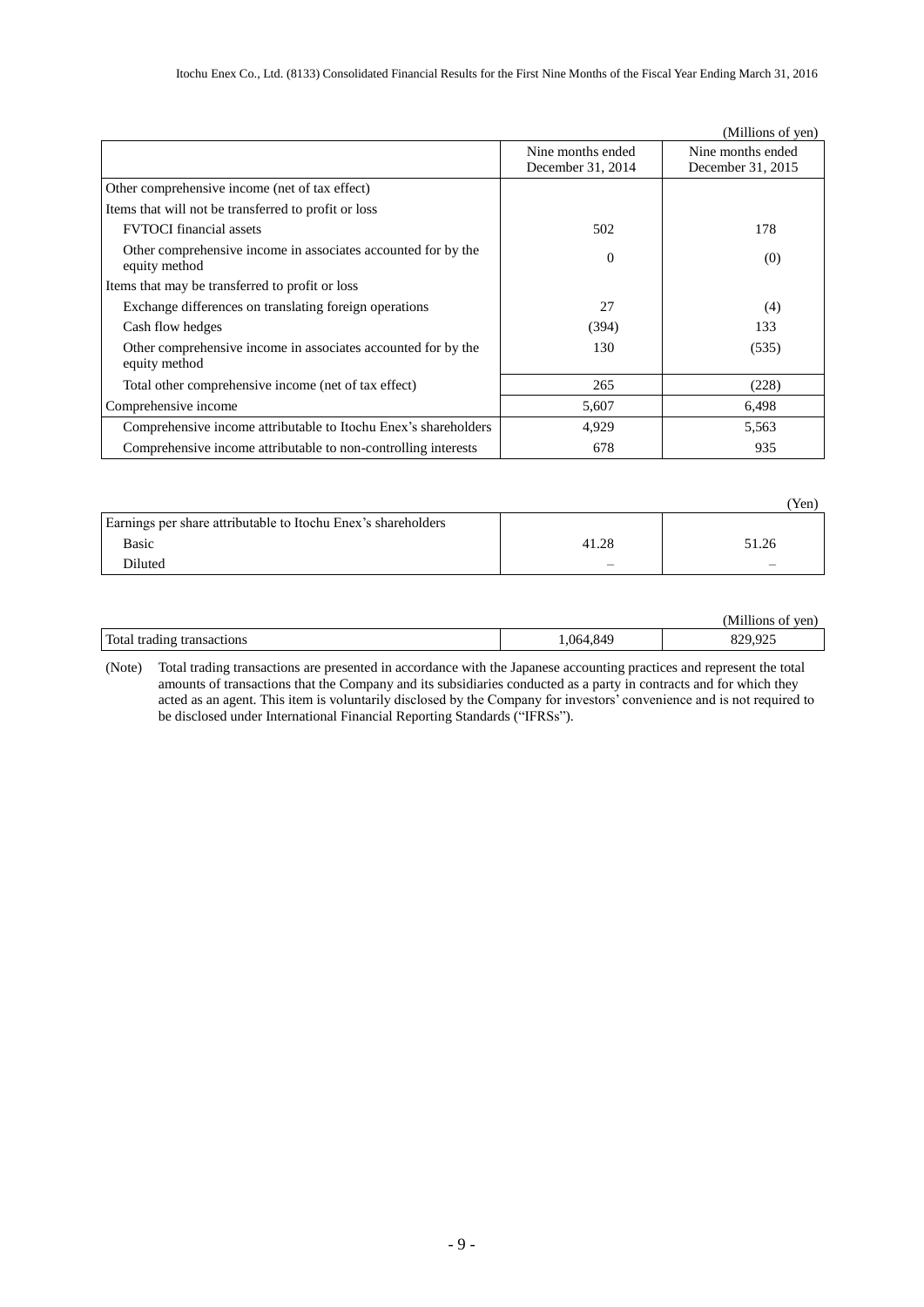(Millions of yen)

| | Nine months ended December 31, 2014 | Nine months ended December 31, 2015 |
|---|---|---|
| Other comprehensive income (net of tax effect) | | |
| Items that will not be transferred to profit or loss | | |
| FVTOCI financial assets | 502 | 178 |
| Other comprehensive income in associates accounted for by the equity method | 0 | (0) |
| Items that may be transferred to profit or loss | | |
| Exchange differences on translating foreign operations | 27 | (4) |
| Cash flow hedges | (394) | 133 |
| Other comprehensive income in associates accounted for by the equity method | 130 | (535) |
| Total other comprehensive income (net of tax effect) | 265 | (228) |
| Comprehensive income | 5,607 | 6,498 |
| Comprehensive income attributable to Itochu Enex's shareholders | 4,929 | 5,563 |
| Comprehensive income attributable to non-controlling interests | 678 | 935 |

(Yen)

| | | |
|---|---|---|
| Earnings per share attributable to Itochu Enex's shareholders | | |
| Basic | 41.28 | 51.26 |
| Diluted | – | – |

(Millions of yen)

| | | |
|---|---|---|
| Total trading transactions | 1,064,849 | 829,925 |

(Note) Total trading transactions are presented in accordance with the Japanese accounting practices and represent the total amounts of transactions that the Company and its subsidiaries conducted as a party in contracts and for which they acted as an agent. This item is voluntarily disclosed by the Company for investors' convenience and is not required to be disclosed under International Financial Reporting Standards ("IFRSs").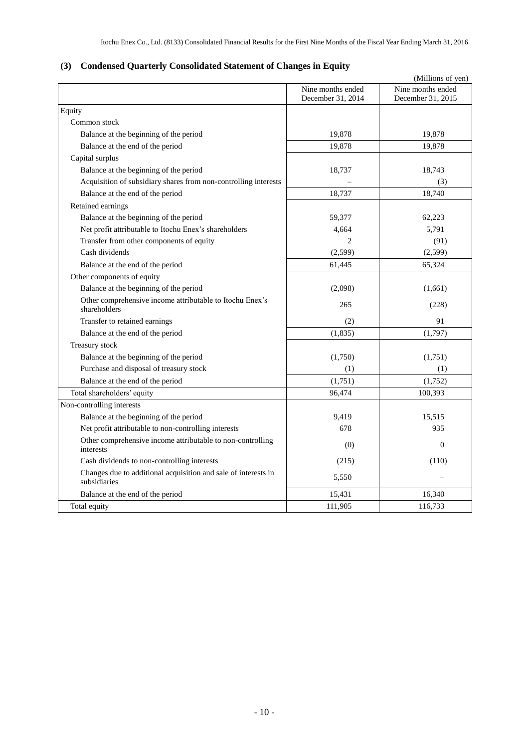### (3) Condensed Quarterly Consolidated Statement of Changes in Equity

(Millions of yen)

| | Nine months ended December 31, 2014 | Nine months ended December 31, 2015 |
|---|---|---|
| Equity | | |
| Common stock | | |
| Balance at the beginning of the period | 19,878 | 19,878 |
| Balance at the end of the period | 19,878 | 19,878 |
| Capital surplus | | |
| Balance at the beginning of the period | 18,737 | 18,743 |
| Acquisition of subsidiary shares from non-controlling interests | – | (3) |
| Balance at the end of the period | 18,737 | 18,740 |
| Retained earnings | | |
| Balance at the beginning of the period | 59,377 | 62,223 |
| Net profit attributable to Itochu Enex's shareholders | 4,664 | 5,791 |
| Transfer from other components of equity | 2 | (91) |
| Cash dividends | (2,599) | (2,599) |
| Balance at the end of the period | 61,445 | 65,324 |
| Other components of equity | | |
| Balance at the beginning of the period | (2,098) | (1,661) |
| Other comprehensive income attributable to Itochu Enex's shareholders | 265 | (228) |
| Transfer to retained earnings | (2) | 91 |
| Balance at the end of the period | (1,835) | (1,797) |
| Treasury stock | | |
| Balance at the beginning of the period | (1,750) | (1,751) |
| Purchase and disposal of treasury stock | (1) | (1) |
| Balance at the end of the period | (1,751) | (1,752) |
| Total shareholders' equity | 96,474 | 100,393 |
| Non-controlling interests | | |
| Balance at the beginning of the period | 9,419 | 15,515 |
| Net profit attributable to non-controlling interests | 678 | 935 |
| Other comprehensive income attributable to non-controlling interests | (0) | 0 |
| Cash dividends to non-controlling interests | (215) | (110) |
| Changes due to additional acquisition and sale of interests in subsidiaries | 5,550 | – |
| Balance at the end of the period | 15,431 | 16,340 |
| Total equity | 111,905 | 116,733 |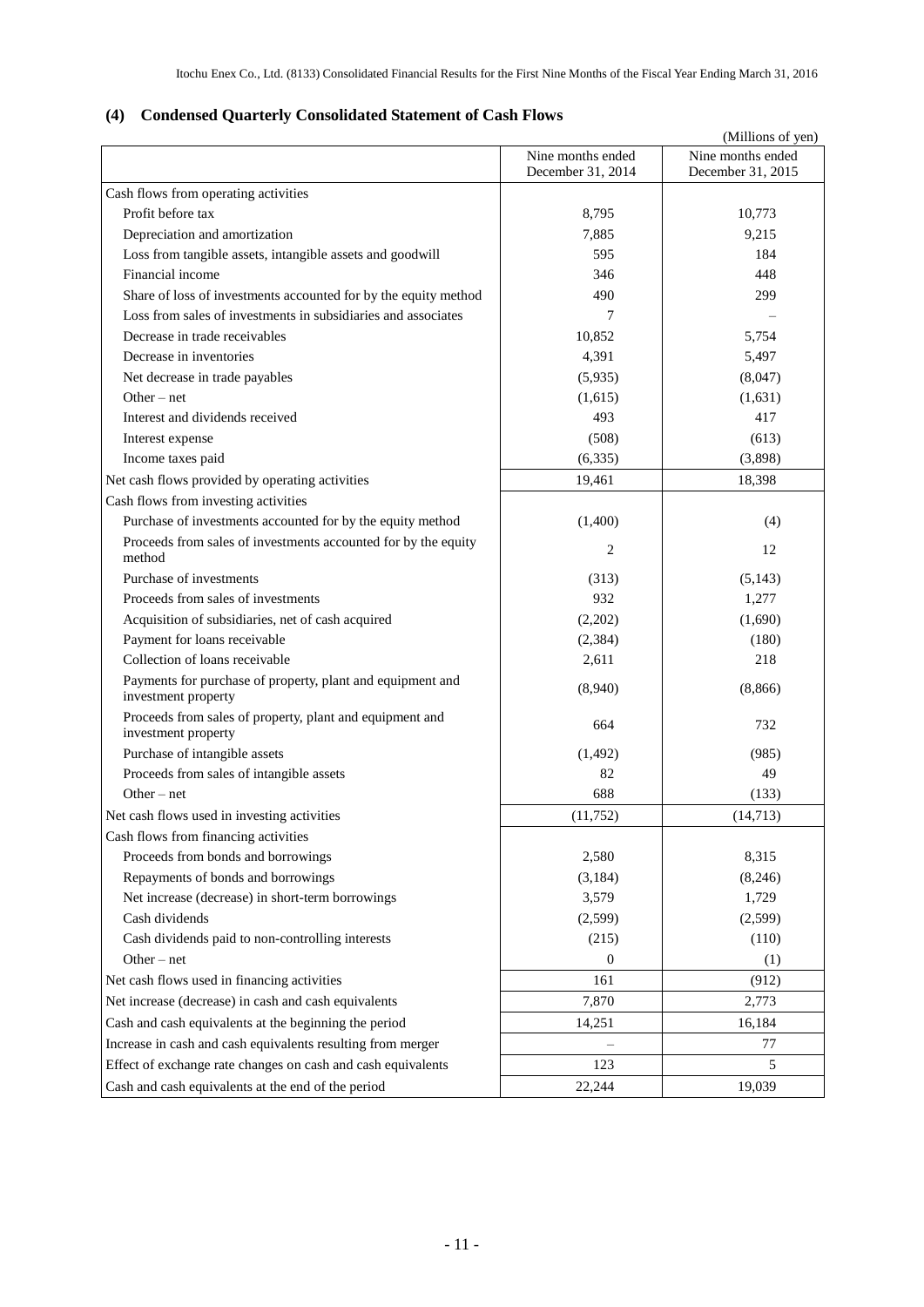## (4) Condensed Quarterly Consolidated Statement of Cash Flows

(Millions of yen)

| | Nine months ended December 31, 2014 | Nine months ended December 31, 2015 |
|---|---|---|
| Cash flows from operating activities | | |
| Profit before tax | 8,795 | 10,773 |
| Depreciation and amortization | 7,885 | 9,215 |
| Loss from tangible assets, intangible assets and goodwill | 595 | 184 |
| Financial income | 346 | 448 |
| Share of loss of investments accounted for by the equity method | 490 | 299 |
| Loss from sales of investments in subsidiaries and associates | 7 | – |
| Decrease in trade receivables | 10,852 | 5,754 |
| Decrease in inventories | 4,391 | 5,497 |
| Net decrease in trade payables | (5,935) | (8,047) |
| Other – net | (1,615) | (1,631) |
| Interest and dividends received | 493 | 417 |
| Interest expense | (508) | (613) |
| Income taxes paid | (6,335) | (3,898) |
| Net cash flows provided by operating activities | 19,461 | 18,398 |
| Cash flows from investing activities | | |
| Purchase of investments accounted for by the equity method | (1,400) | (4) |
| Proceeds from sales of investments accounted for by the equity method | 2 | 12 |
| Purchase of investments | (313) | (5,143) |
| Proceeds from sales of investments | 932 | 1,277 |
| Acquisition of subsidiaries, net of cash acquired | (2,202) | (1,690) |
| Payment for loans receivable | (2,384) | (180) |
| Collection of loans receivable | 2,611 | 218 |
| Payments for purchase of property, plant and equipment and investment property | (8,940) | (8,866) |
| Proceeds from sales of property, plant and equipment and investment property | 664 | 732 |
| Purchase of intangible assets | (1,492) | (985) |
| Proceeds from sales of intangible assets | 82 | 49 |
| Other – net | 688 | (133) |
| Net cash flows used in investing activities | (11,752) | (14,713) |
| Cash flows from financing activities | | |
| Proceeds from bonds and borrowings | 2,580 | 8,315 |
| Repayments of bonds and borrowings | (3,184) | (8,246) |
| Net increase (decrease) in short-term borrowings | 3,579 | 1,729 |
| Cash dividends | (2,599) | (2,599) |
| Cash dividends paid to non-controlling interests | (215) | (110) |
| Other – net | 0 | (1) |
| Net cash flows used in financing activities | 161 | (912) |
| Net increase (decrease) in cash and cash equivalents | 7,870 | 2,773 |
| Cash and cash equivalents at the beginning the period | 14,251 | 16,184 |
| Increase in cash and cash equivalents resulting from merger | – | 77 |
| Effect of exchange rate changes on cash and cash equivalents | 123 | 5 |
| Cash and cash equivalents at the end of the period | 22,244 | 19,039 |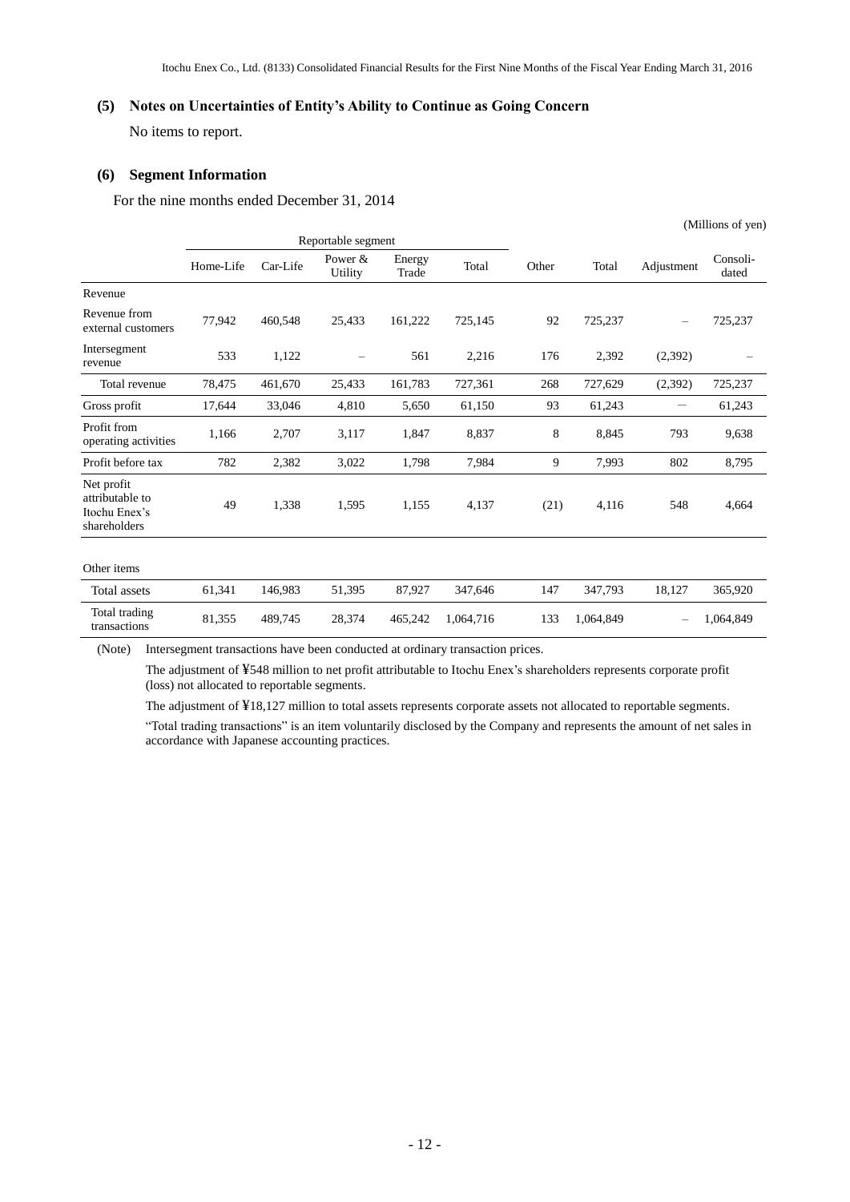### (5) Notes on Uncertainties of Entity's Ability to Continue as Going Concern

No items to report.

### (6) Segment Information

For the nine months ended December 31, 2014

(Millions of yen)

| | Reportable segment | | | | | Other | Total | Adjustment | Consoli-dated |
|---|---|---|---|---|---|---|---|---|---|
| | Home-Life | Car-Life | Power & Utility | Energy Trade | Total | | | | |
| Revenue | | | | | | | | | |
| Revenue from external customers | 77,942 | 460,548 | 25,433 | 161,222 | 725,145 | 92 | 725,237 | – | 725,237 |
| Intersegment revenue | 533 | 1,122 | – | 561 | 2,216 | 176 | 2,392 | (2,392) | – |
| Total revenue | 78,475 | 461,670 | 25,433 | 161,783 | 727,361 | 268 | 727,629 | (2,392) | 725,237 |
| Gross profit | 17,644 | 33,046 | 4,810 | 5,650 | 61,150 | 93 | 61,243 | – | 61,243 |
| Profit from operating activities | 1,166 | 2,707 | 3,117 | 1,847 | 8,837 | 8 | 8,845 | 793 | 9,638 |
| Profit before tax | 782 | 2,382 | 3,022 | 1,798 | 7,984 | 9 | 7,993 | 802 | 8,795 |
| Net profit attributable to Itochu Enex's shareholders | 49 | 1,338 | 1,595 | 1,155 | 4,137 | (21) | 4,116 | 548 | 4,664 |
| Other items | | | | | | | | | |
| Total assets | 61,341 | 146,983 | 51,395 | 87,927 | 347,646 | 147 | 347,793 | 18,127 | 365,920 |
| Total trading transactions | 81,355 | 489,745 | 28,374 | 465,242 | 1,064,716 | 133 | 1,064,849 | – | 1,064,849 |

(Note) Intersegment transactions have been conducted at ordinary transaction prices.

The adjustment of ¥548 million to net profit attributable to Itochu Enex's shareholders represents corporate profit (loss) not allocated to reportable segments.

The adjustment of ¥18,127 million to total assets represents corporate assets not allocated to reportable segments.

"Total trading transactions" is an item voluntarily disclosed by the Company and represents the amount of net sales in accordance with Japanese accounting practices.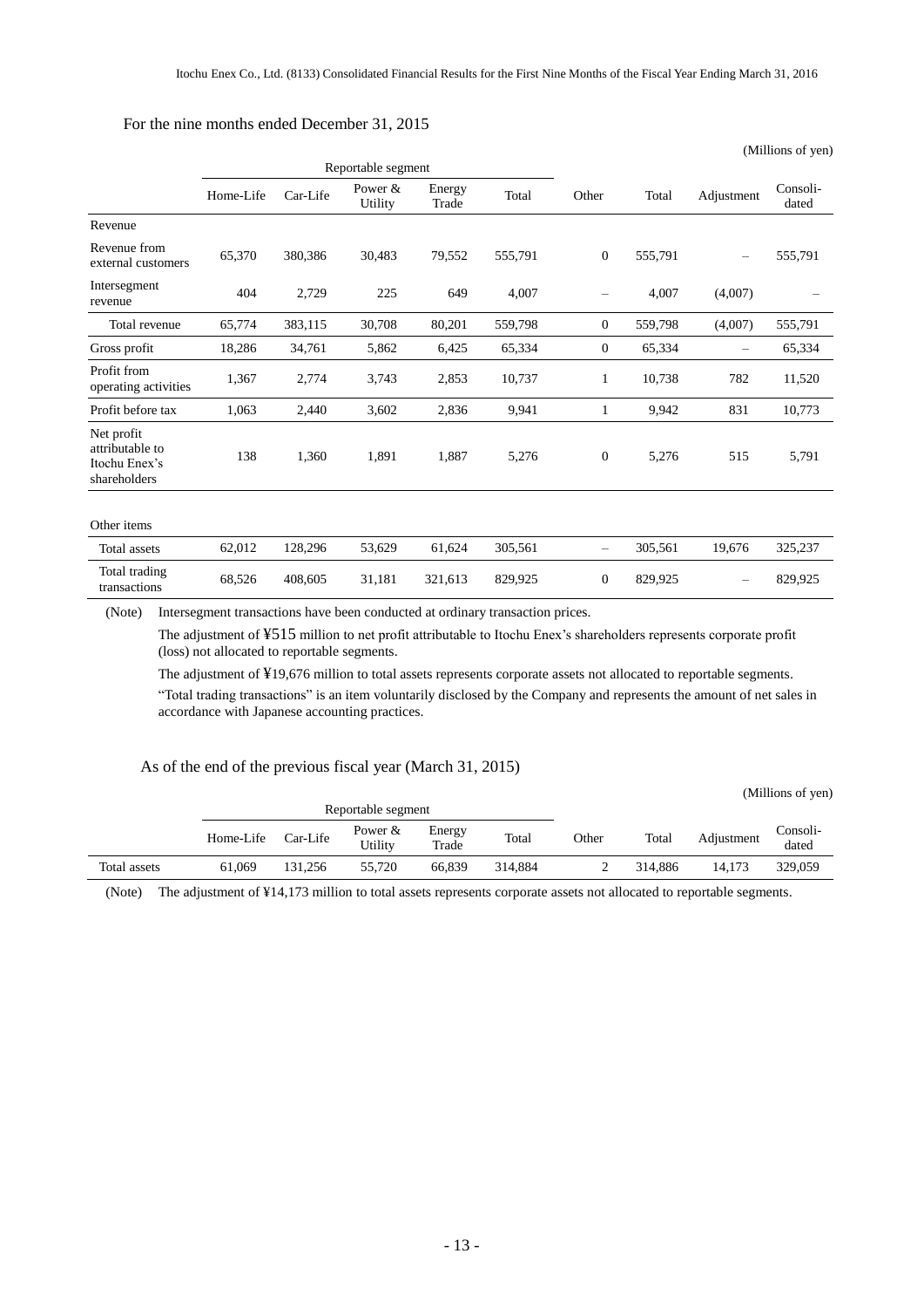For the nine months ended December 31, 2015

(Millions of yen)

| | Reportable segment | | | | | Other | Total | Adjustment | Consoli-dated |
|---|---|---|---|---|---|---|---|---|---|
| | Home-Life | Car-Life | Power & Utility | Energy Trade | Total | | | | |
| Revenue | | | | | | | | | |
| Revenue from external customers | 65,370 | 380,386 | 30,483 | 79,552 | 555,791 | 0 | 555,791 | – | 555,791 |
| Intersegment revenue | 404 | 2,729 | 225 | 649 | 4,007 | – | 4,007 | (4,007) | – |
| Total revenue | 65,774 | 383,115 | 30,708 | 80,201 | 559,798 | 0 | 559,798 | (4,007) | 555,791 |
| Gross profit | 18,286 | 34,761 | 5,862 | 6,425 | 65,334 | 0 | 65,334 | – | 65,334 |
| Profit from operating activities | 1,367 | 2,774 | 3,743 | 2,853 | 10,737 | 1 | 10,738 | 782 | 11,520 |
| Profit before tax | 1,063 | 2,440 | 3,602 | 2,836 | 9,941 | 1 | 9,942 | 831 | 10,773 |
| Net profit attributable to Itochu Enex's shareholders | 138 | 1,360 | 1,891 | 1,887 | 5,276 | 0 | 5,276 | 515 | 5,791 |
| Other items | | | | | | | | | |
| Total assets | 62,012 | 128,296 | 53,629 | 61,624 | 305,561 | – | 305,561 | 19,676 | 325,237 |
| Total trading transactions | 68,526 | 408,605 | 31,181 | 321,613 | 829,925 | 0 | 829,925 | – | 829,925 |

(Note) Intersegment transactions have been conducted at ordinary transaction prices.

The adjustment of ¥515 million to net profit attributable to Itochu Enex's shareholders represents corporate profit (loss) not allocated to reportable segments.

The adjustment of ¥19,676 million to total assets represents corporate assets not allocated to reportable segments.

"Total trading transactions" is an item voluntarily disclosed by the Company and represents the amount of net sales in accordance with Japanese accounting practices.

As of the end of the previous fiscal year (March 31, 2015)

(Millions of yen)

| | Reportable segment | | | | | Other | Total | Adjustment | Consoli-dated |
|---|---|---|---|---|---|---|---|---|---|
| | Home-Life | Car-Life | Power & Utility | Energy Trade | Total | | | | |
| Total assets | 61,069 | 131,256 | 55,720 | 66,839 | 314,884 | 2 | 314,886 | 14,173 | 329,059 |

(Note) The adjustment of ¥14,173 million to total assets represents corporate assets not allocated to reportable segments.